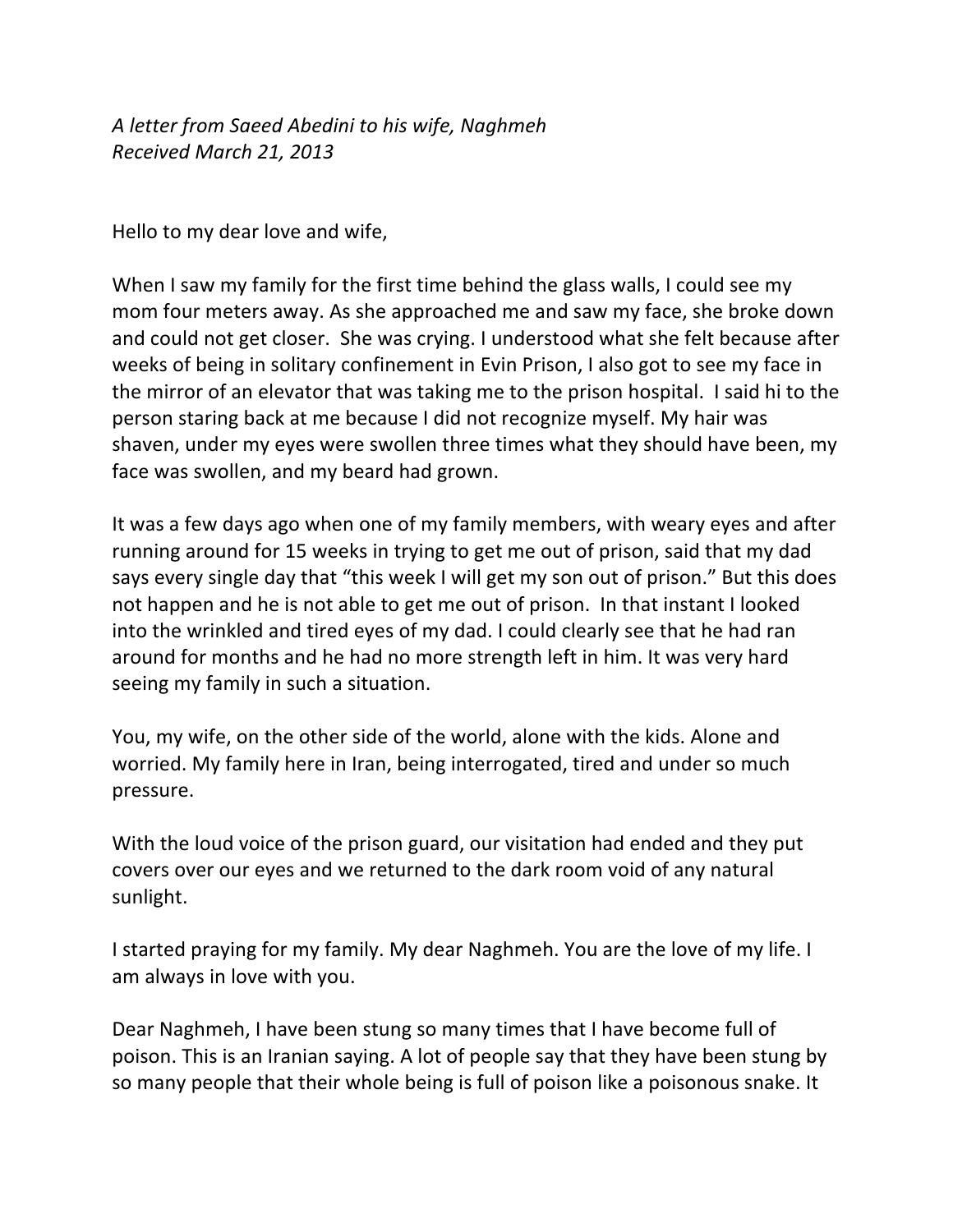*A letter from Saeed Abedini to his wife, Naghmeh*
*Received March 21, 2013*

Hello to my dear love and wife,

When I saw my family for the first time behind the glass walls, I could see my mom four meters away. As she approached me and saw my face, she broke down and could not get closer. She was crying. I understood what she felt because after weeks of being in solitary confinement in Evin Prison, I also got to see my face in the mirror of an elevator that was taking me to the prison hospital. I said hi to the person staring back at me because I did not recognize myself. My hair was shaven, under my eyes were swollen three times what they should have been, my face was swollen, and my beard had grown.

It was a few days ago when one of my family members, with weary eyes and after running around for 15 weeks in trying to get me out of prison, said that my dad says every single day that "this week I will get my son out of prison." But this does not happen and he is not able to get me out of prison. In that instant I looked into the wrinkled and tired eyes of my dad. I could clearly see that he had ran around for months and he had no more strength left in him. It was very hard seeing my family in such a situation.

You, my wife, on the other side of the world, alone with the kids. Alone and worried. My family here in Iran, being interrogated, tired and under so much pressure.

With the loud voice of the prison guard, our visitation had ended and they put covers over our eyes and we returned to the dark room void of any natural sunlight.

I started praying for my family. My dear Naghmeh. You are the love of my life. I am always in love with you.

Dear Naghmeh, I have been stung so many times that I have become full of poison. This is an Iranian saying. A lot of people say that they have been stung by so many people that their whole being is full of poison like a poisonous snake. It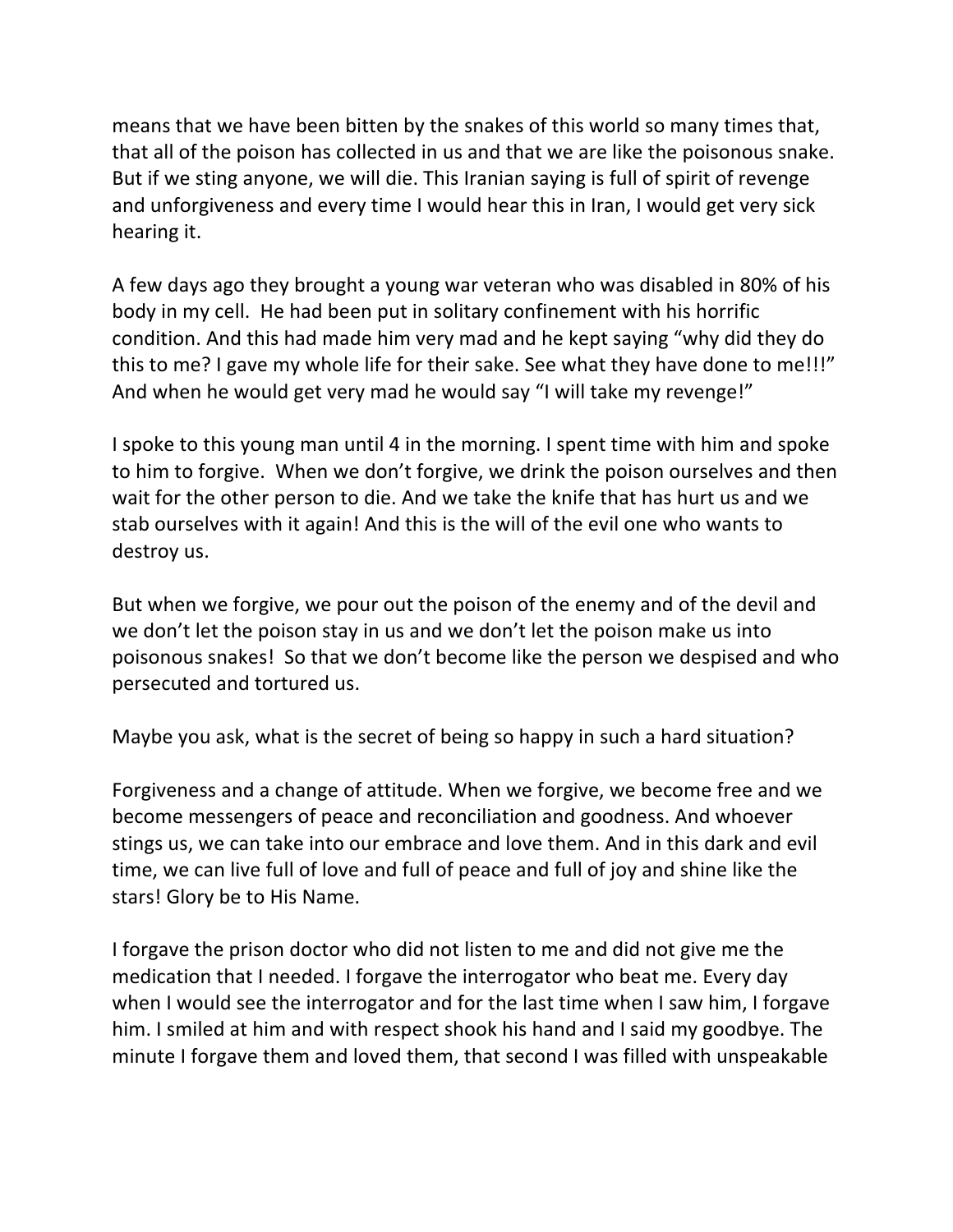means that we have been bitten by the snakes of this world so many times that, that all of the poison has collected in us and that we are like the poisonous snake. But if we sting anyone, we will die. This Iranian saying is full of spirit of revenge and unforgiveness and every time I would hear this in Iran, I would get very sick hearing it.

A few days ago they brought a young war veteran who was disabled in 80% of his body in my cell. He had been put in solitary confinement with his horrific condition. And this had made him very mad and he kept saying "why did they do this to me? I gave my whole life for their sake. See what they have done to me!!!" And when he would get very mad he would say "I will take my revenge!"

I spoke to this young man until 4 in the morning. I spent time with him and spoke to him to forgive. When we don't forgive, we drink the poison ourselves and then wait for the other person to die. And we take the knife that has hurt us and we stab ourselves with it again! And this is the will of the evil one who wants to destroy us.

But when we forgive, we pour out the poison of the enemy and of the devil and we don't let the poison stay in us and we don't let the poison make us into poisonous snakes! So that we don't become like the person we despised and who persecuted and tortured us.

Maybe you ask, what is the secret of being so happy in such a hard situation?

Forgiveness and a change of attitude. When we forgive, we become free and we become messengers of peace and reconciliation and goodness. And whoever stings us, we can take into our embrace and love them. And in this dark and evil time, we can live full of love and full of peace and full of joy and shine like the stars! Glory be to His Name.

I forgave the prison doctor who did not listen to me and did not give me the medication that I needed. I forgave the interrogator who beat me. Every day when I would see the interrogator and for the last time when I saw him, I forgave him. I smiled at him and with respect shook his hand and I said my goodbye. The minute I forgave them and loved them, that second I was filled with unspeakable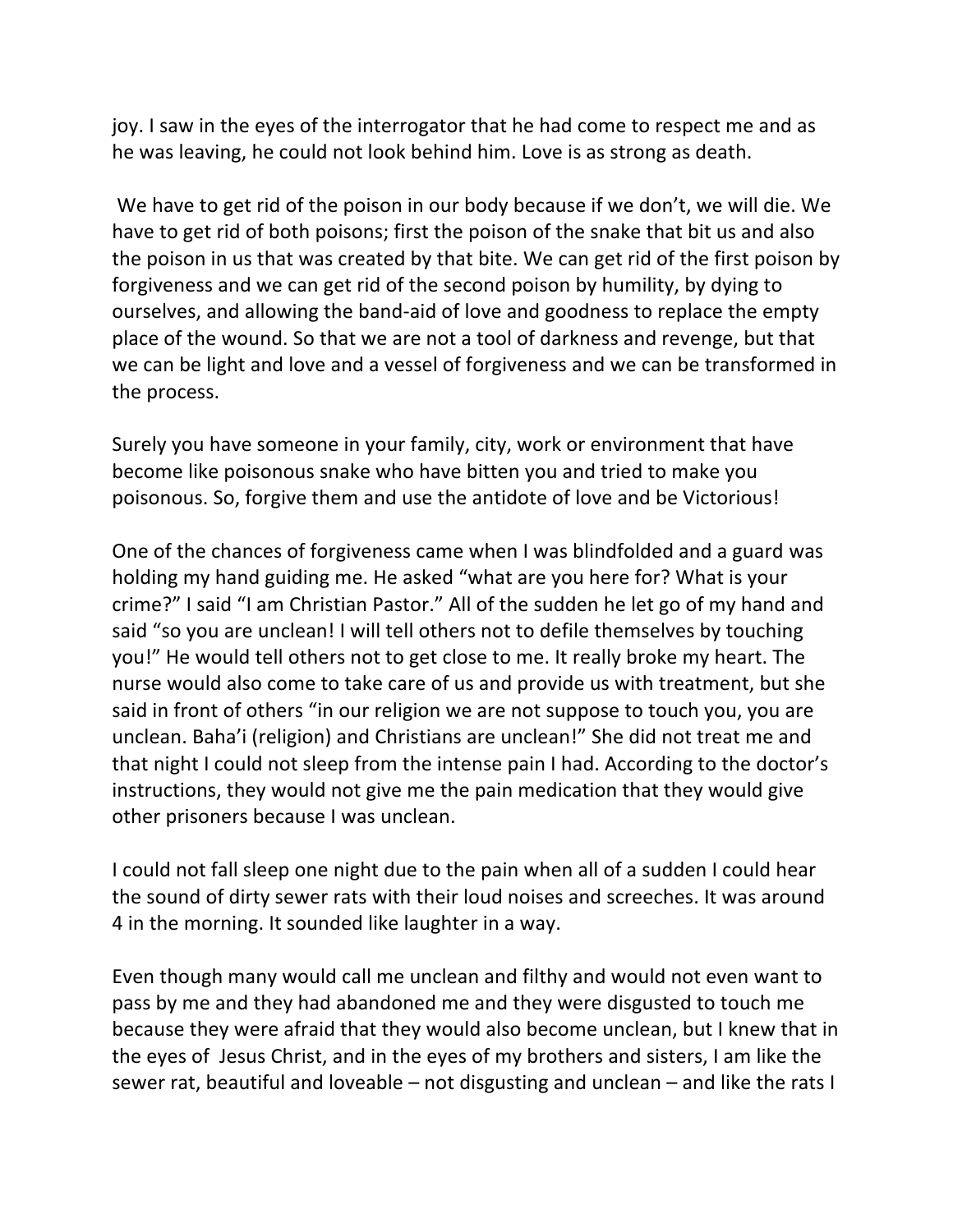joy. I saw in the eyes of the interrogator that he had come to respect me and as he was leaving, he could not look behind him. Love is as strong as death.

We have to get rid of the poison in our body because if we don't, we will die. We have to get rid of both poisons; first the poison of the snake that bit us and also the poison in us that was created by that bite. We can get rid of the first poison by forgiveness and we can get rid of the second poison by humility, by dying to ourselves, and allowing the band-aid of love and goodness to replace the empty place of the wound. So that we are not a tool of darkness and revenge, but that we can be light and love and a vessel of forgiveness and we can be transformed in the process.

Surely you have someone in your family, city, work or environment that have become like poisonous snake who have bitten you and tried to make you poisonous. So, forgive them and use the antidote of love and be Victorious!

One of the chances of forgiveness came when I was blindfolded and a guard was holding my hand guiding me. He asked "what are you here for? What is your crime?" I said "I am Christian Pastor." All of the sudden he let go of my hand and said "so you are unclean! I will tell others not to defile themselves by touching you!" He would tell others not to get close to me. It really broke my heart. The nurse would also come to take care of us and provide us with treatment, but she said in front of others "in our religion we are not suppose to touch you, you are unclean. Baha'i (religion) and Christians are unclean!" She did not treat me and that night I could not sleep from the intense pain I had. According to the doctor's instructions, they would not give me the pain medication that they would give other prisoners because I was unclean.

I could not fall sleep one night due to the pain when all of a sudden I could hear the sound of dirty sewer rats with their loud noises and screeches. It was around 4 in the morning. It sounded like laughter in a way.

Even though many would call me unclean and filthy and would not even want to pass by me and they had abandoned me and they were disgusted to touch me because they were afraid that they would also become unclean, but I knew that in the eyes of Jesus Christ, and in the eyes of my brothers and sisters, I am like the sewer rat, beautiful and loveable – not disgusting and unclean – and like the rats I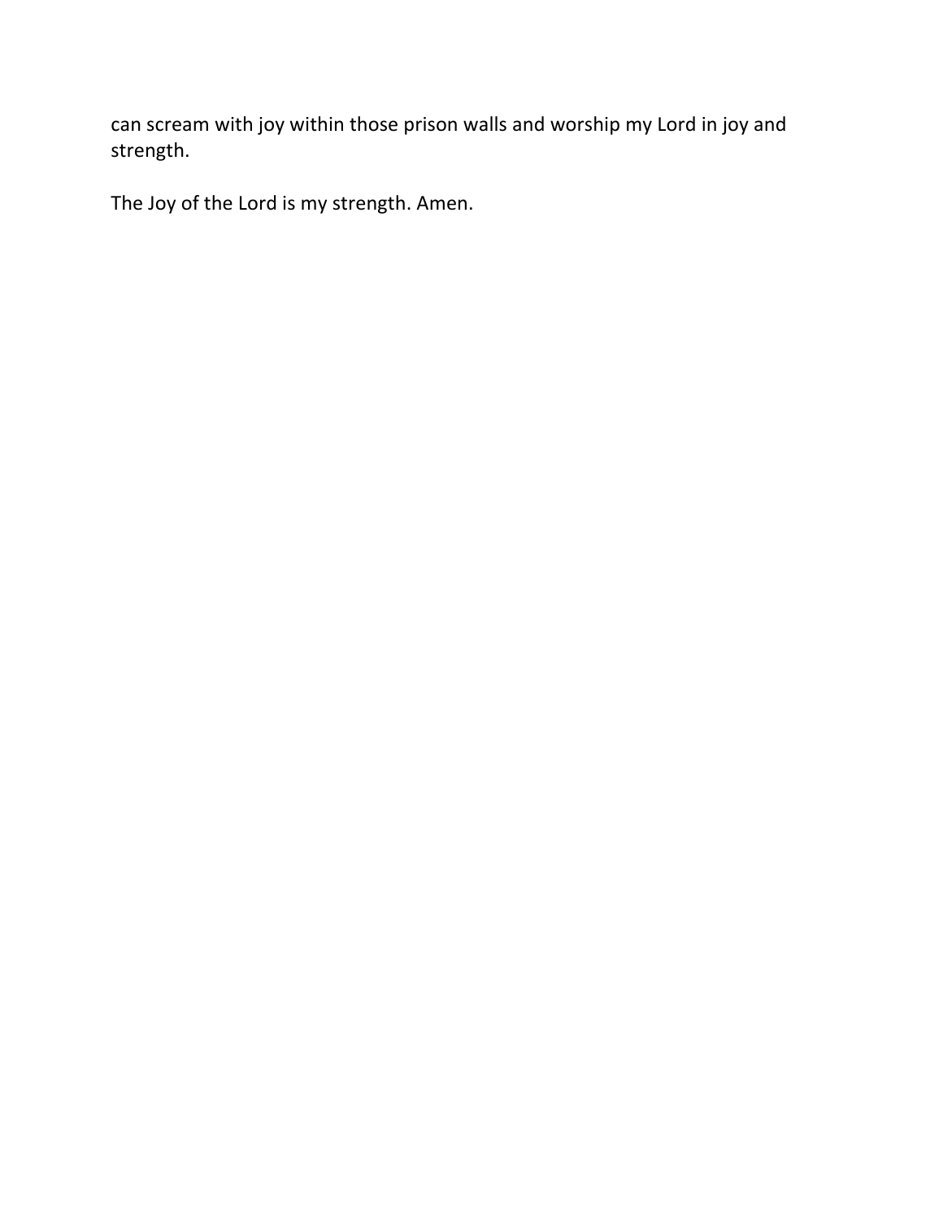can scream with joy within those prison walls and worship my Lord in joy and strength.

The Joy of the Lord is my strength. Amen.